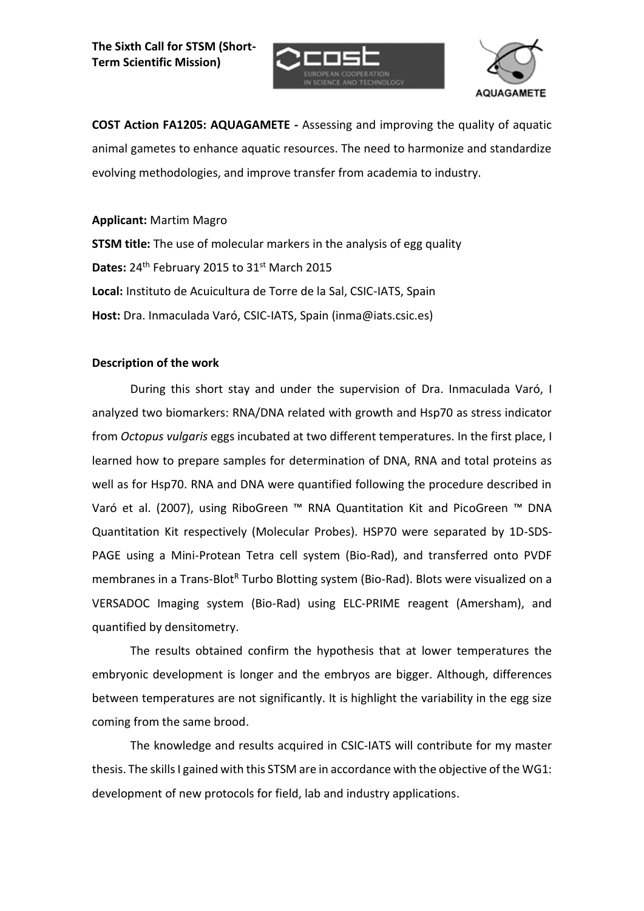**The Sixth Call for STSM (Short-Term Scientific Mission)**

**COST Action FA1205: AQUAGAMETE -** Assessing and improving the quality of aquatic animal gametes to enhance aquatic resources. The need to harmonize and standardize evolving methodologies, and improve transfer from academia to industry.

**Applicant:** Martim Magro

**STSM title:** The use of molecular markers in the analysis of egg quality

**Dates:** 24th February 2015 to 31st March 2015

**Local:** Instituto de Acuicultura de Torre de la Sal, CSIC-IATS, Spain

**Host:** Dra. Inmaculada Varó, CSIC-IATS, Spain (inma@iats.csic.es)

**Description of the work**

During this short stay and under the supervision of Dra. Inmaculada Varó, I analyzed two biomarkers: RNA/DNA related with growth and Hsp70 as stress indicator from *Octopus vulgaris* eggs incubated at two different temperatures. In the first place, I learned how to prepare samples for determination of DNA, RNA and total proteins as well as for Hsp70. RNA and DNA were quantified following the procedure described in Varó et al. (2007), using RiboGreen ™ RNA Quantitation Kit and PicoGreen ™ DNA Quantitation Kit respectively (Molecular Probes). HSP70 were separated by 1D-SDS-PAGE using a Mini-Protean Tetra cell system (Bio-Rad), and transferred onto PVDF membranes in a Trans-Blot[R] Turbo Blotting system (Bio-Rad). Blots were visualized on a VERSADOC Imaging system (Bio-Rad) using ELC-PRIME reagent (Amersham), and quantified by densitometry.

The results obtained confirm the hypothesis that at lower temperatures the embryonic development is longer and the embryos are bigger. Although, differences between temperatures are not significantly. It is highlight the variability in the egg size coming from the same brood.

The knowledge and results acquired in CSIC-IATS will contribute for my master thesis. The skills I gained with this STSM are in accordance with the objective of the WG1: development of new protocols for field, lab and industry applications.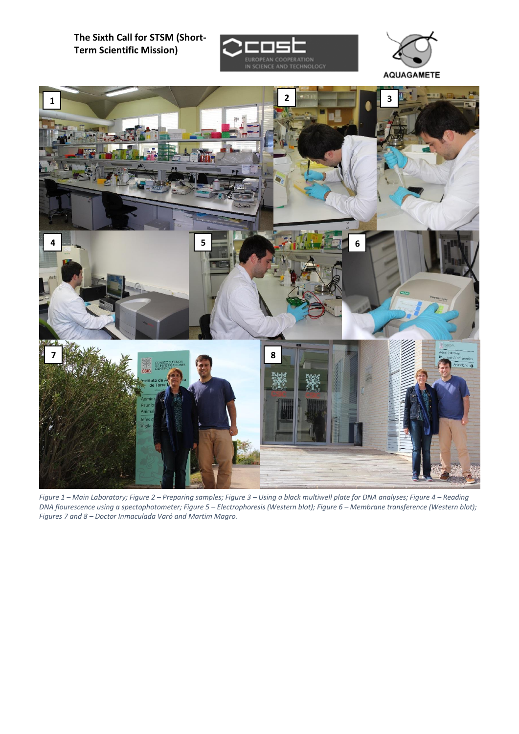**The Sixth Call for STSM (Short-Term Scientific Mission)**

*Figure 1 – Main Laboratory; Figure 2 – Preparing samples; Figure 3 – Using a black multiwell plate for DNA analyses; Figure 4 – Reading DNA flourescence using a spectophotometer; Figure 5 – Electrophoresis (Western blot); Figure 6 – Membrane transference (Western blot); Figures 7 and 8 – Doctor Inmaculada Varó and Martim Magro.*